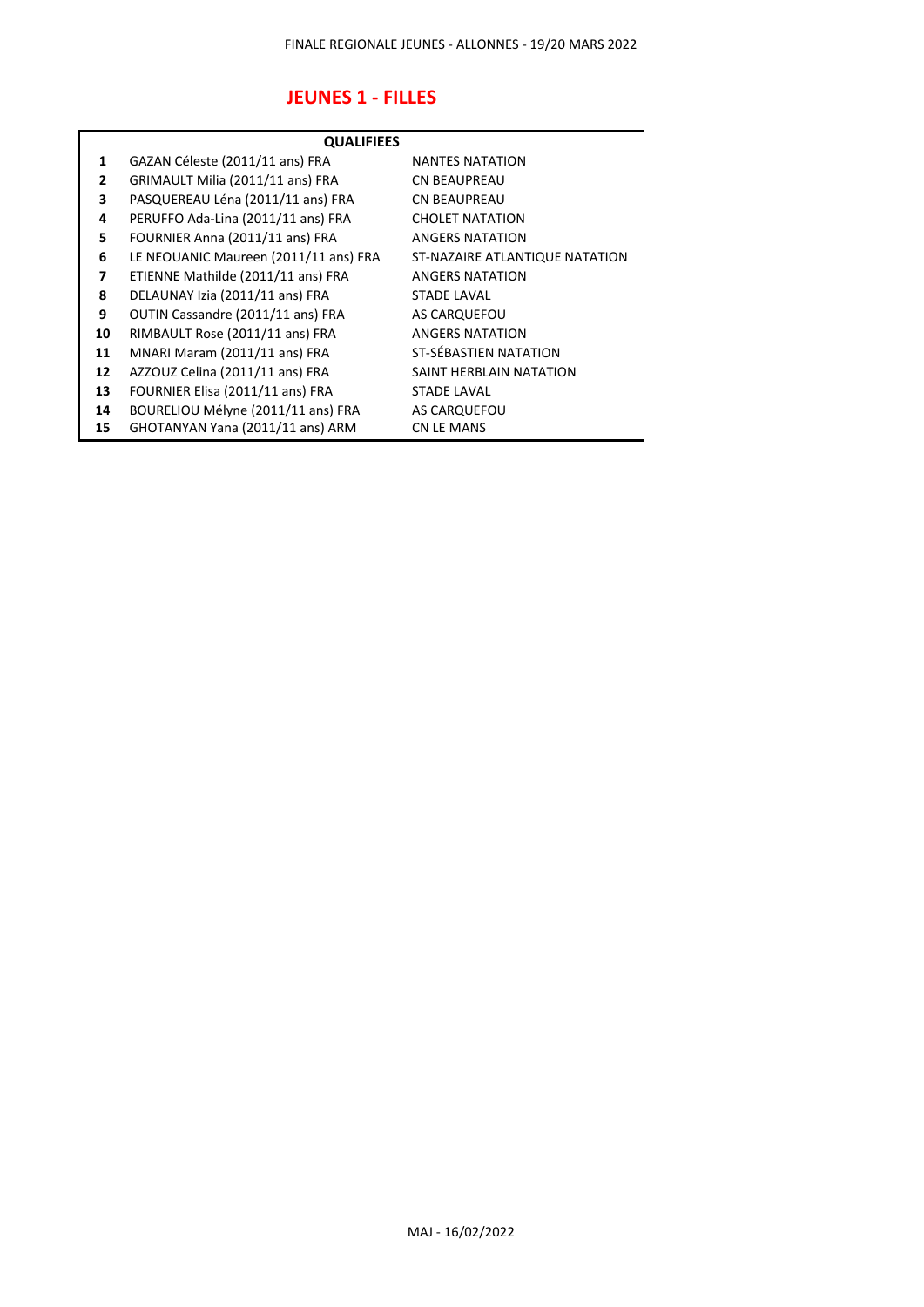# JEUNES 1 - FILLES

| QUALIFIEES | | |
|---|---|---|
| **1** | GAZAN Céleste (2011/11 ans) FRA | NANTES NATATION |
| **2** | GRIMAULT Milia (2011/11 ans) FRA | CN BEAUPREAU |
| **3** | PASQUEREAU Léna (2011/11 ans) FRA | CN BEAUPREAU |
| **4** | PERUFFO Ada-Lina (2011/11 ans) FRA | CHOLET NATATION |
| **5** | FOURNIER Anna (2011/11 ans) FRA | ANGERS NATATION |
| **6** | LE NEOUANIC Maureen (2011/11 ans) FRA | ST-NAZAIRE ATLANTIQUE NATATION |
| **7** | ETIENNE Mathilde (2011/11 ans) FRA | ANGERS NATATION |
| **8** | DELAUNAY Izia (2011/11 ans) FRA | STADE LAVAL |
| **9** | OUTIN Cassandre (2011/11 ans) FRA | AS CARQUEFOU |
| **10** | RIMBAULT Rose (2011/11 ans) FRA | ANGERS NATATION |
| **11** | MNARI Maram (2011/11 ans) FRA | ST-SÉBASTIEN NATATION |
| **12** | AZZOUZ Celina (2011/11 ans) FRA | SAINT HERBLAIN NATATION |
| **13** | FOURNIER Elisa (2011/11 ans) FRA | STADE LAVAL |
| **14** | BOURELIOU Mélyne (2011/11 ans) FRA | AS CARQUEFOU |
| **15** | GHOTANYAN Yana (2011/11 ans) ARM | CN LE MANS |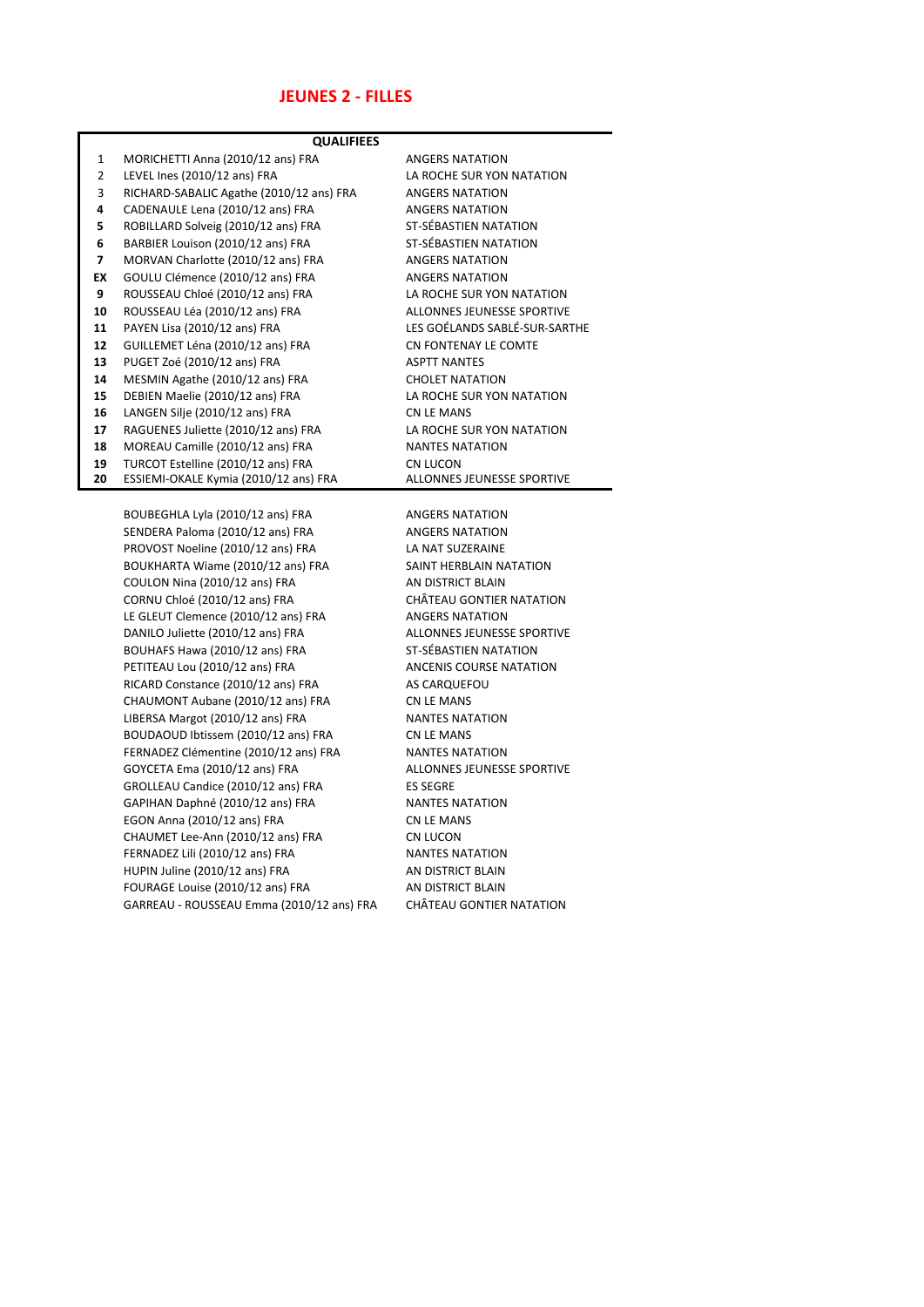## JEUNES 2 - FILLES

| | QUALIFIEES | |
|---|---|---|
| 1 | MORICHETTI Anna (2010/12 ans) FRA | ANGERS NATATION |
| 2 | LEVEL Ines (2010/12 ans) FRA | LA ROCHE SUR YON NATATION |
| 3 | RICHARD-SABALIC Agathe (2010/12 ans) FRA | ANGERS NATATION |
| 4 | CADENAULE Lena (2010/12 ans) FRA | ANGERS NATATION |
| 5 | ROBILLARD Solveig (2010/12 ans) FRA | ST-SÉBASTIEN NATATION |
| 6 | BARBIER Louison (2010/12 ans) FRA | ST-SÉBASTIEN NATATION |
| 7 | MORVAN Charlotte (2010/12 ans) FRA | ANGERS NATATION |
| EX | GOULU Clémence (2010/12 ans) FRA | ANGERS NATATION |
| 9 | ROUSSEAU Chloé (2010/12 ans) FRA | LA ROCHE SUR YON NATATION |
| 10 | ROUSSEAU Léa (2010/12 ans) FRA | ALLONNES JEUNESSE SPORTIVE |
| 11 | PAYEN Lisa (2010/12 ans) FRA | LES GOÉLANDS SABLÉ-SUR-SARTHE |
| 12 | GUILLEMET Léna (2010/12 ans) FRA | CN FONTENAY LE COMTE |
| 13 | PUGET Zoé (2010/12 ans) FRA | ASPTT NANTES |
| 14 | MESMIN Agathe (2010/12 ans) FRA | CHOLET NATATION |
| 15 | DEBIEN Maelie (2010/12 ans) FRA | LA ROCHE SUR YON NATATION |
| 16 | LANGEN Silje (2010/12 ans) FRA | CN LE MANS |
| 17 | RAGUENES Juliette (2010/12 ans) FRA | LA ROCHE SUR YON NATATION |
| 18 | MOREAU Camille (2010/12 ans) FRA | NANTES NATATION |
| 19 | TURCOT Estelline (2010/12 ans) FRA | CN LUCON |
| 20 | ESSIEMI-OKALE Kymia (2010/12 ans) FRA | ALLONNES JEUNESSE SPORTIVE |

| Nageuse | Club |
|---|---|
| BOUBEGHLA Lyla (2010/12 ans) FRA | ANGERS NATATION |
| SENDERA Paloma (2010/12 ans) FRA | ANGERS NATATION |
| PROVOST Noeline (2010/12 ans) FRA | LA NAT SUZERAINE |
| BOUKHARTA Wiame (2010/12 ans) FRA | SAINT HERBLAIN NATATION |
| COULON Nina (2010/12 ans) FRA | AN DISTRICT BLAIN |
| CORNU Chloé (2010/12 ans) FRA | CHÂTEAU GONTIER NATATION |
| LE GLEUT Clemence (2010/12 ans) FRA | ANGERS NATATION |
| DANILO Juliette (2010/12 ans) FRA | ALLONNES JEUNESSE SPORTIVE |
| BOUHAFS Hawa (2010/12 ans) FRA | ST-SÉBASTIEN NATATION |
| PETITEAU Lou (2010/12 ans) FRA | ANCENIS COURSE NATATION |
| RICARD Constance (2010/12 ans) FRA | AS CARQUEFOU |
| CHAUMONT Aubane (2010/12 ans) FRA | CN LE MANS |
| LIBERSA Margot (2010/12 ans) FRA | NANTES NATATION |
| BOUDAOUD Ibtissem (2010/12 ans) FRA | CN LE MANS |
| FERNADEZ Clémentine (2010/12 ans) FRA | NANTES NATATION |
| GOYCETA Ema (2010/12 ans) FRA | ALLONNES JEUNESSE SPORTIVE |
| GROLLEAU Candice (2010/12 ans) FRA | ES SEGRE |
| GAPIHAN Daphné (2010/12 ans) FRA | NANTES NATATION |
| EGON Anna (2010/12 ans) FRA | CN LE MANS |
| CHAUMET Lee-Ann (2010/12 ans) FRA | CN LUCON |
| FERNADEZ Lili (2010/12 ans) FRA | NANTES NATATION |
| HUPIN Juline (2010/12 ans) FRA | AN DISTRICT BLAIN |
| FOURAGE Louise (2010/12 ans) FRA | AN DISTRICT BLAIN |
| GARREAU - ROUSSEAU Emma (2010/12 ans) FRA | CHÂTEAU GONTIER NATATION |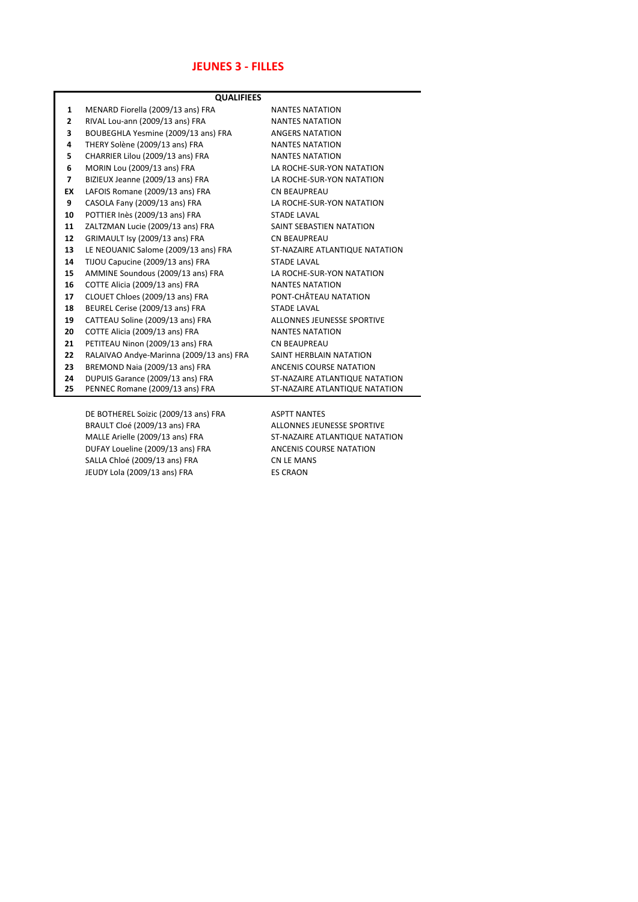# JEUNES 3 - FILLES

| | QUALIFIEES | |
|---|---|---|
| 1 | MENARD Fiorella (2009/13 ans) FRA | NANTES NATATION |
| 2 | RIVAL Lou-ann (2009/13 ans) FRA | NANTES NATATION |
| 3 | BOUBEGHLA Yesmine (2009/13 ans) FRA | ANGERS NATATION |
| 4 | THERY Solène (2009/13 ans) FRA | NANTES NATATION |
| 5 | CHARRIER Lilou (2009/13 ans) FRA | NANTES NATATION |
| 6 | MORIN Lou (2009/13 ans) FRA | LA ROCHE-SUR-YON NATATION |
| 7 | BIZIEUX Jeanne (2009/13 ans) FRA | LA ROCHE-SUR-YON NATATION |
| EX | LAFOIS Romane (2009/13 ans) FRA | CN BEAUPREAU |
| 9 | CASOLA Fany (2009/13 ans) FRA | LA ROCHE-SUR-YON NATATION |
| 10 | POTTIER Inès (2009/13 ans) FRA | STADE LAVAL |
| 11 | ZALTZMAN Lucie (2009/13 ans) FRA | SAINT SEBASTIEN NATATION |
| 12 | GRIMAULT Isy (2009/13 ans) FRA | CN BEAUPREAU |
| 13 | LE NEOUANIC Salome (2009/13 ans) FRA | ST-NAZAIRE ATLANTIQUE NATATION |
| 14 | TIJOU Capucine (2009/13 ans) FRA | STADE LAVAL |
| 15 | AMMINE Soundous (2009/13 ans) FRA | LA ROCHE-SUR-YON NATATION |
| 16 | COTTE Alicia (2009/13 ans) FRA | NANTES NATATION |
| 17 | CLOUET Chloes (2009/13 ans) FRA | PONT-CHÂTEAU NATATION |
| 18 | BEUREL Cerise (2009/13 ans) FRA | STADE LAVAL |
| 19 | CATTEAU Soline (2009/13 ans) FRA | ALLONNES JEUNESSE SPORTIVE |
| 20 | COTTE Alicia (2009/13 ans) FRA | NANTES NATATION |
| 21 | PETITEAU Ninon (2009/13 ans) FRA | CN BEAUPREAU |
| 22 | RALAIVAO Andye-Marinna (2009/13 ans) FRA | SAINT HERBLAIN NATATION |
| 23 | BREMOND Naia (2009/13 ans) FRA | ANCENIS COURSE NATATION |
| 24 | DUPUIS Garance (2009/13 ans) FRA | ST-NAZAIRE ATLANTIQUE NATATION |
| 25 | PENNEC Romane (2009/13 ans) FRA | ST-NAZAIRE ATLANTIQUE NATATION |

| | |
|---|---|
| DE BOTHEREL Soizic (2009/13 ans) FRA | ASPTT NANTES |
| BRAULT Cloé (2009/13 ans) FRA | ALLONNES JEUNESSE SPORTIVE |
| MALLE Arielle (2009/13 ans) FRA | ST-NAZAIRE ATLANTIQUE NATATION |
| DUFAY Loueline (2009/13 ans) FRA | ANCENIS COURSE NATATION |
| SALLA Chloé (2009/13 ans) FRA | CN LE MANS |
| JEUDY Lola (2009/13 ans) FRA | ES CRAON |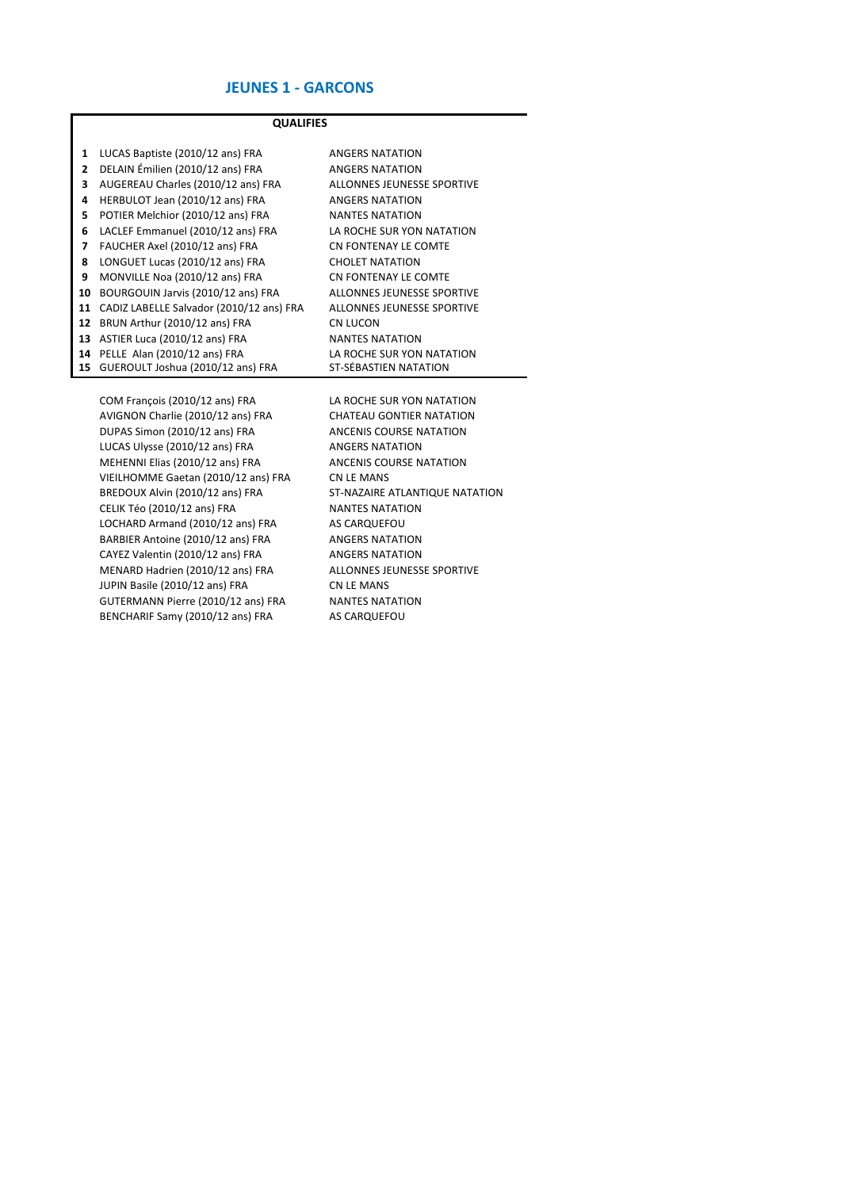## JEUNES 1 - GARCONS

**QUALIFIES**

| | | |
|---|---|---|
| **1** | LUCAS Baptiste (2010/12 ans) FRA | ANGERS NATATION |
| **2** | DELAIN Émilien (2010/12 ans) FRA | ANGERS NATATION |
| **3** | AUGEREAU Charles (2010/12 ans) FRA | ALLONNES JEUNESSE SPORTIVE |
| **4** | HERBULOT Jean (2010/12 ans) FRA | ANGERS NATATION |
| **5** | POTIER Melchior (2010/12 ans) FRA | NANTES NATATION |
| **6** | LACLEF Emmanuel (2010/12 ans) FRA | LA ROCHE SUR YON NATATION |
| **7** | FAUCHER Axel (2010/12 ans) FRA | CN FONTENAY LE COMTE |
| **8** | LONGUET Lucas (2010/12 ans) FRA | CHOLET NATATION |
| **9** | MONVILLE Noa (2010/12 ans) FRA | CN FONTENAY LE COMTE |
| **10** | BOURGOUIN Jarvis (2010/12 ans) FRA | ALLONNES JEUNESSE SPORTIVE |
| **11** | CADIZ LABELLE Salvador (2010/12 ans) FRA | ALLONNES JEUNESSE SPORTIVE |
| **12** | BRUN Arthur (2010/12 ans) FRA | CN LUCON |
| **13** | ASTIER Luca (2010/12 ans) FRA | NANTES NATATION |
| **14** | PELLE Alan (2010/12 ans) FRA | LA ROCHE SUR YON NATATION |
| **15** | GUEROULT Joshua (2010/12 ans) FRA | ST-SÉBASTIEN NATATION |

| | |
|---|---|
| COM François (2010/12 ans) FRA | LA ROCHE SUR YON NATATION |
| AVIGNON Charlie (2010/12 ans) FRA | CHATEAU GONTIER NATATION |
| DUPAS Simon (2010/12 ans) FRA | ANCENIS COURSE NATATION |
| LUCAS Ulysse (2010/12 ans) FRA | ANGERS NATATION |
| MEHENNI Elias (2010/12 ans) FRA | ANCENIS COURSE NATATION |
| VIEILHOMME Gaetan (2010/12 ans) FRA | CN LE MANS |
| BREDOUX Alvin (2010/12 ans) FRA | ST-NAZAIRE ATLANTIQUE NATATION |
| CELIK Téo (2010/12 ans) FRA | NANTES NATATION |
| LOCHARD Armand (2010/12 ans) FRA | AS CARQUEFOU |
| BARBIER Antoine (2010/12 ans) FRA | ANGERS NATATION |
| CAYEZ Valentin (2010/12 ans) FRA | ANGERS NATATION |
| MENARD Hadrien (2010/12 ans) FRA | ALLONNES JEUNESSE SPORTIVE |
| JUPIN Basile (2010/12 ans) FRA | CN LE MANS |
| GUTERMANN Pierre (2010/12 ans) FRA | NANTES NATATION |
| BENCHARIF Samy (2010/12 ans) FRA | AS CARQUEFOU |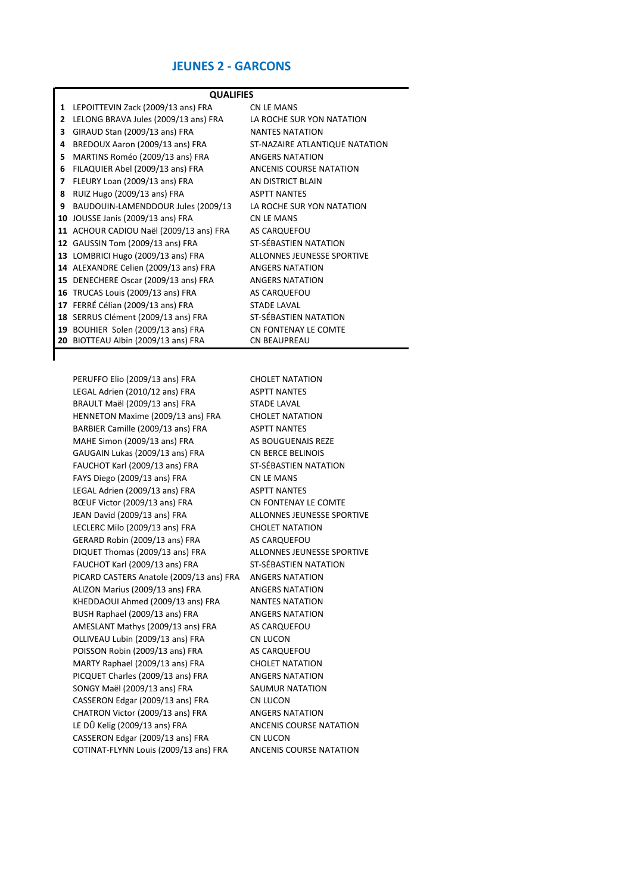## JEUNES 2 - GARCONS

| | QUALIFIES | |
|---|---|---|
| 1 | LEPOITTEVIN Zack (2009/13 ans) FRA | CN LE MANS |
| 2 | LELONG BRAVA Jules (2009/13 ans) FRA | LA ROCHE SUR YON NATATION |
| 3 | GIRAUD Stan (2009/13 ans) FRA | NANTES NATATION |
| 4 | BREDOUX Aaron (2009/13 ans) FRA | ST-NAZAIRE ATLANTIQUE NATATION |
| 5 | MARTINS Roméo (2009/13 ans) FRA | ANGERS NATATION |
| 6 | FILAQUIER Abel (2009/13 ans) FRA | ANCENIS COURSE NATATION |
| 7 | FLEURY Loan (2009/13 ans) FRA | AN DISTRICT BLAIN |
| 8 | RUIZ Hugo (2009/13 ans) FRA | ASPTT NANTES |
| 9 | BAUDOUIN-LAMENDDOUR Jules (2009/13 | LA ROCHE SUR YON NATATION |
| 10 | JOUSSE Janis (2009/13 ans) FRA | CN LE MANS |
| 11 | ACHOUR CADIOU Naël (2009/13 ans) FRA | AS CARQUEFOU |
| 12 | GAUSSIN Tom (2009/13 ans) FRA | ST-SÉBASTIEN NATATION |
| 13 | LOMBRICI Hugo (2009/13 ans) FRA | ALLONNES JEUNESSE SPORTIVE |
| 14 | ALEXANDRE Celien (2009/13 ans) FRA | ANGERS NATATION |
| 15 | DENECHERE Oscar (2009/13 ans) FRA | ANGERS NATATION |
| 16 | TRUCAS Louis (2009/13 ans) FRA | AS CARQUEFOU |
| 17 | FERRÉ Célian (2009/13 ans) FRA | STADE LAVAL |
| 18 | SERRUS Clément (2009/13 ans) FRA | ST-SÉBASTIEN NATATION |
| 19 | BOUHIER Solen (2009/13 ans) FRA | CN FONTENAY LE COMTE |
| 20 | BIOTTEAU Albin (2009/13 ans) FRA | CN BEAUPREAU |

| | |
|---|---|
| PERUFFO Elio (2009/13 ans) FRA | CHOLET NATATION |
| LEGAL Adrien (2010/12 ans) FRA | ASPTT NANTES |
| BRAULT Maël (2009/13 ans) FRA | STADE LAVAL |
| HENNETON Maxime (2009/13 ans) FRA | CHOLET NATATION |
| BARBIER Camille (2009/13 ans) FRA | ASPTT NANTES |
| MAHE Simon (2009/13 ans) FRA | AS BOUGUENAIS REZE |
| GAUGAIN Lukas (2009/13 ans) FRA | CN BERCE BELINOIS |
| FAUCHOT Karl (2009/13 ans) FRA | ST-SÉBASTIEN NATATION |
| FAYS Diego (2009/13 ans) FRA | CN LE MANS |
| LEGAL Adrien (2009/13 ans) FRA | ASPTT NANTES |
| BŒUF Victor (2009/13 ans) FRA | CN FONTENAY LE COMTE |
| JEAN David (2009/13 ans) FRA | ALLONNES JEUNESSE SPORTIVE |
| LECLERC Milo (2009/13 ans) FRA | CHOLET NATATION |
| GERARD Robin (2009/13 ans) FRA | AS CARQUEFOU |
| DIQUET Thomas (2009/13 ans) FRA | ALLONNES JEUNESSE SPORTIVE |
| FAUCHOT Karl (2009/13 ans) FRA | ST-SÉBASTIEN NATATION |
| PICARD CASTERS Anatole (2009/13 ans) FRA | ANGERS NATATION |
| ALIZON Marius (2009/13 ans) FRA | ANGERS NATATION |
| KHEDDAOUI Ahmed (2009/13 ans) FRA | NANTES NATATION |
| BUSH Raphael (2009/13 ans) FRA | ANGERS NATATION |
| AMESLANT Mathys (2009/13 ans) FRA | AS CARQUEFOU |
| OLLIVEAU Lubin (2009/13 ans) FRA | CN LUCON |
| POISSON Robin (2009/13 ans) FRA | AS CARQUEFOU |
| MARTY Raphael (2009/13 ans) FRA | CHOLET NATATION |
| PICQUET Charles (2009/13 ans) FRA | ANGERS NATATION |
| SONGY Maël (2009/13 ans) FRA | SAUMUR NATATION |
| CASSERON Edgar (2009/13 ans) FRA | CN LUCON |
| CHATRON Victor (2009/13 ans) FRA | ANGERS NATATION |
| LE DÛ Kelig (2009/13 ans) FRA | ANCENIS COURSE NATATION |
| CASSERON Edgar (2009/13 ans) FRA | CN LUCON |
| COTINAT-FLYNN Louis (2009/13 ans) FRA | ANCENIS COURSE NATATION |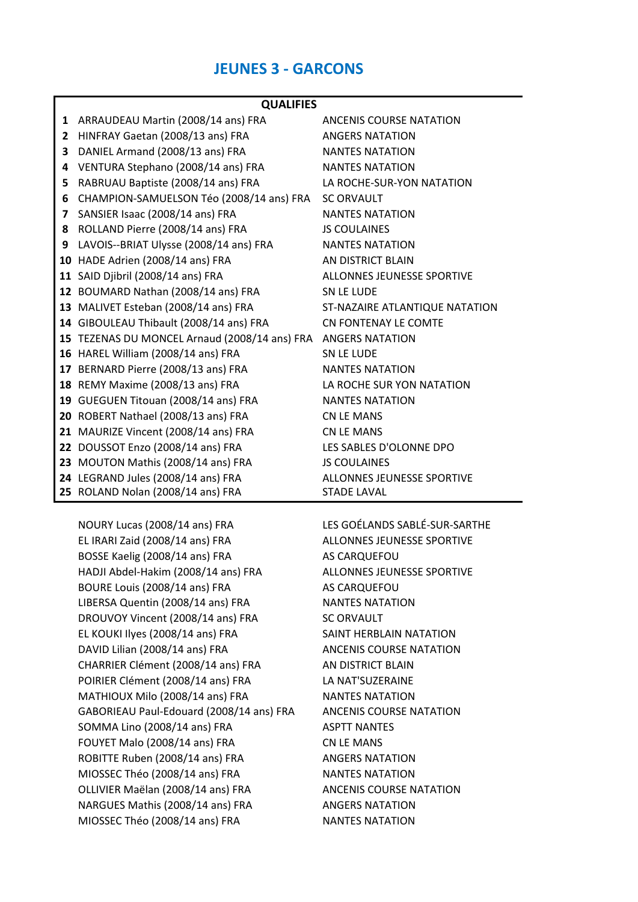# JEUNES 3 - GARCONS

| | QUALIFIES | |
|---|---|---|
| 1 | ARRAUDEAU Martin (2008/14 ans) FRA | ANCENIS COURSE NATATION |
| 2 | HINFRAY Gaetan (2008/13 ans) FRA | ANGERS NATATION |
| 3 | DANIEL Armand (2008/13 ans) FRA | NANTES NATATION |
| 4 | VENTURA Stephano (2008/14 ans) FRA | NANTES NATATION |
| 5 | RABRUAU Baptiste (2008/14 ans) FRA | LA ROCHE-SUR-YON NATATION |
| 6 | CHAMPION-SAMUELSON Téo (2008/14 ans) FRA | SC ORVAULT |
| 7 | SANSIER Isaac (2008/14 ans) FRA | NANTES NATATION |
| 8 | ROLLAND Pierre (2008/14 ans) FRA | JS COULAINES |
| 9 | LAVOIS--BRIAT Ulysse (2008/14 ans) FRA | NANTES NATATION |
| 10 | HADE Adrien (2008/14 ans) FRA | AN DISTRICT BLAIN |
| 11 | SAID Djibril (2008/14 ans) FRA | ALLONNES JEUNESSE SPORTIVE |
| 12 | BOUMARD Nathan (2008/14 ans) FRA | SN LE LUDE |
| 13 | MALIVET Esteban (2008/14 ans) FRA | ST-NAZAIRE ATLANTIQUE NATATION |
| 14 | GIBOULEAU Thibault (2008/14 ans) FRA | CN FONTENAY LE COMTE |
| 15 | TEZENAS DU MONCEL Arnaud (2008/14 ans) FRA | ANGERS NATATION |
| 16 | HAREL William (2008/14 ans) FRA | SN LE LUDE |
| 17 | BERNARD Pierre (2008/13 ans) FRA | NANTES NATATION |
| 18 | REMY Maxime (2008/13 ans) FRA | LA ROCHE SUR YON NATATION |
| 19 | GUEGUEN Titouan (2008/14 ans) FRA | NANTES NATATION |
| 20 | ROBERT Nathael (2008/13 ans) FRA | CN LE MANS |
| 21 | MAURIZE Vincent (2008/14 ans) FRA | CN LE MANS |
| 22 | DOUSSOT Enzo (2008/14 ans) FRA | LES SABLES D'OLONNE DPO |
| 23 | MOUTON Mathis (2008/14 ans) FRA | JS COULAINES |
| 24 | LEGRAND Jules (2008/14 ans) FRA | ALLONNES JEUNESSE SPORTIVE |
| 25 | ROLAND Nolan (2008/14 ans) FRA | STADE LAVAL |

| Nom | Club |
|---|---|
| NOURY Lucas (2008/14 ans) FRA | LES GOÉLANDS SABLÉ-SUR-SARTHE |
| EL IRARI Zaid (2008/14 ans) FRA | ALLONNES JEUNESSE SPORTIVE |
| BOSSE Kaelig (2008/14 ans) FRA | AS CARQUEFOU |
| HADJI Abdel-Hakim (2008/14 ans) FRA | ALLONNES JEUNESSE SPORTIVE |
| BOURE Louis (2008/14 ans) FRA | AS CARQUEFOU |
| LIBERSA Quentin (2008/14 ans) FRA | NANTES NATATION |
| DROUVOY Vincent (2008/14 ans) FRA | SC ORVAULT |
| EL KOUKI Ilyes (2008/14 ans) FRA | SAINT HERBLAIN NATATION |
| DAVID Lilian (2008/14 ans) FRA | ANCENIS COURSE NATATION |
| CHARRIER Clément (2008/14 ans) FRA | AN DISTRICT BLAIN |
| POIRIER Clément (2008/14 ans) FRA | LA NAT'SUZERAINE |
| MATHIOUX Milo (2008/14 ans) FRA | NANTES NATATION |
| GABORIEAU Paul-Edouard (2008/14 ans) FRA | ANCENIS COURSE NATATION |
| SOMMA Lino (2008/14 ans) FRA | ASPTT NANTES |
| FOUYET Malo (2008/14 ans) FRA | CN LE MANS |
| ROBITTE Ruben (2008/14 ans) FRA | ANGERS NATATION |
| MIOSSEC Théo (2008/14 ans) FRA | NANTES NATATION |
| OLLIVIER Maëlan (2008/14 ans) FRA | ANCENIS COURSE NATATION |
| NARGUES Mathis (2008/14 ans) FRA | ANGERS NATATION |
| MIOSSEC Théo (2008/14 ans) FRA | NANTES NATATION |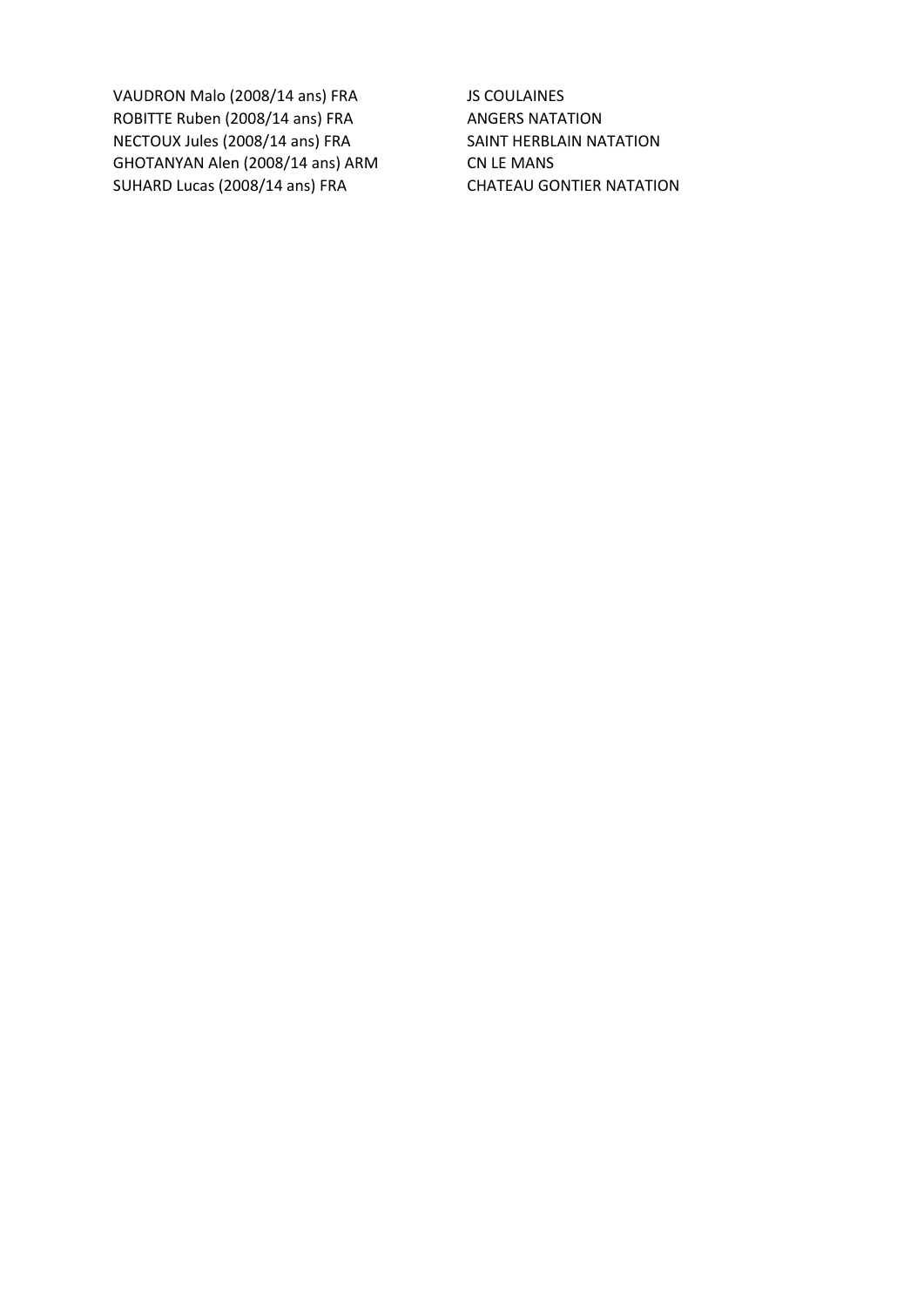| | |
|---|---|
| VAUDRON Malo (2008/14 ans) FRA | JS COULAINES |
| ROBITTE Ruben (2008/14 ans) FRA | ANGERS NATATION |
| NECTOUX Jules (2008/14 ans) FRA | SAINT HERBLAIN NATATION |
| GHOTANYAN Alen (2008/14 ans) ARM | CN LE MANS |
| SUHARD Lucas (2008/14 ans) FRA | CHATEAU GONTIER NATATION |